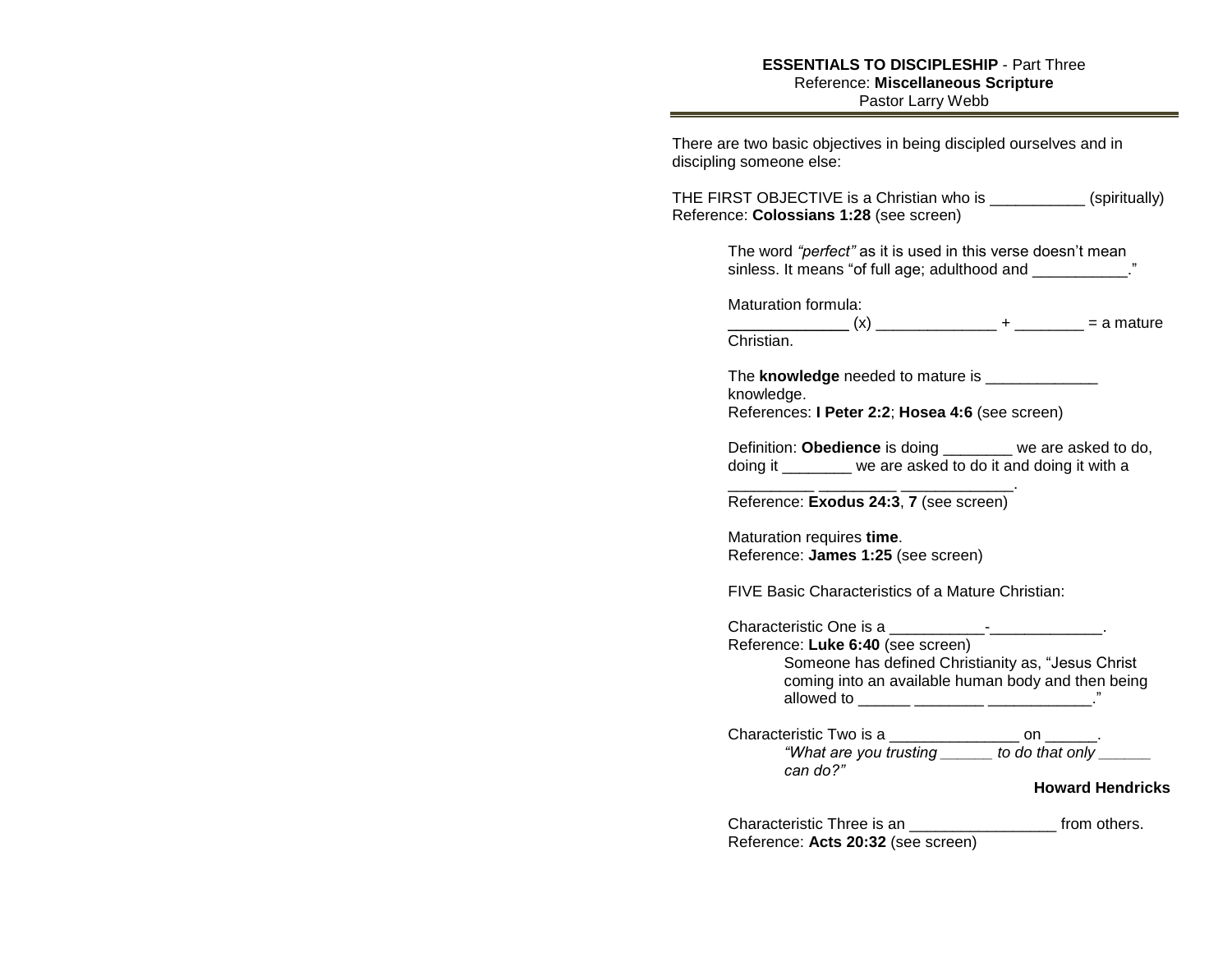**ESSENTIALS TO DISCIPLESHIP** - Part Three
Reference: **Miscellaneous Scripture**
Pastor Larry Webb

---

There are two basic objectives in being discipled ourselves and in discipling someone else:

THE FIRST OBJECTIVE is a Christian who is ___________ (spiritually)
Reference: **Colossians 1:28** (see screen)

The word *"perfect"* as it is used in this verse doesn't mean sinless. It means "of full age; adulthood and ___________."

Maturation formula:
______________ (x) ______________ + ________ = a mature Christian.

The **knowledge** needed to mature is _____________ knowledge.
References: **I Peter 2:2**; **Hosea 4:6** (see screen)

Definition: **Obedience** is doing ________ we are asked to do, doing it ________ we are asked to do it and doing it with a __________ _________ _____________.
Reference: **Exodus 24:3**, **7** (see screen)

Maturation requires **time**.
Reference: **James 1:25** (see screen)

FIVE Basic Characteristics of a Mature Christian:

Characteristic One is a ___________-_____________.
Reference: **Luke 6:40** (see screen)

Someone has defined Christianity as, "Jesus Christ coming into an available human body and then being allowed to ______ ________ ____________."

Characteristic Two is a _______________ on ______.

*"What are you trusting ______ to do that only ______ can do?"*

**Howard Hendricks**

Characteristic Three is an _________________ from others.
Reference: **Acts 20:32** (see screen)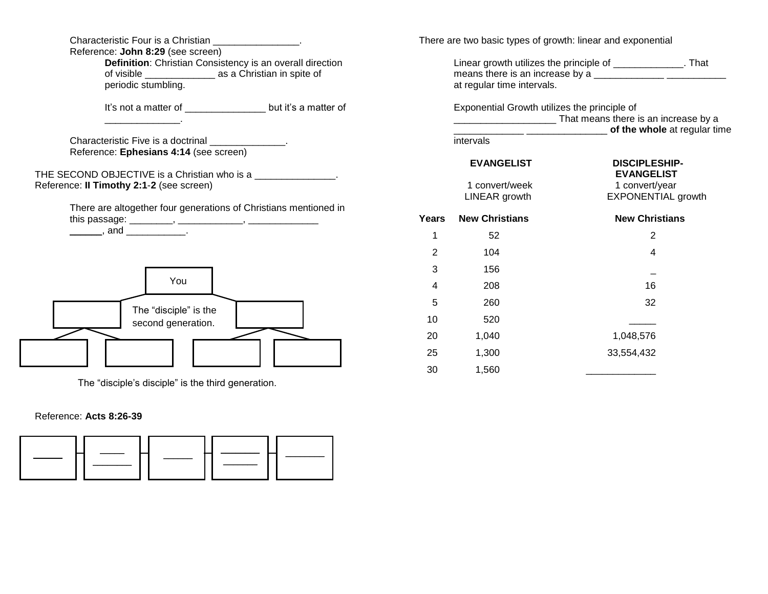Characteristic Four is a Christian ________________.
Reference: **John 8:29** (see screen)

> **Definition**: Christian Consistency is an overall direction of visible _____________ as a Christian in spite of periodic stumbling.
>
> It's not a matter of _______________ but it's a matter of ______________.

Characteristic Five is a doctrinal ______________.
Reference: **Ephesians 4:14** (see screen)

THE SECOND OBJECTIVE is a Christian who is a _______________.
Reference: **II Timothy 2:1-2** (see screen)

There are altogether four generations of Christians mentioned in this passage: ________, ____________, _____________ ______, and ___________.

You

The "disciple" is the second generation.

The "disciple's disciple" is the third generation.

Reference: **Acts 8:26-39**

_____ — ____ _______ — _____ — _______ ______ — _______

There are two basic types of growth: linear and exponential

Linear growth utilizes the principle of _____________. That means there is an increase by a _____________ ___________ at regular time intervals.

Exponential Growth utilizes the principle of ___________________ That means there is an increase by a _____________ _______________ **of the whole** at regular time intervals

| | **EVANGELIST** | **DISCIPLESHIP-EVANGELIST** |
|---|---|---|
| | 1 convert/week | 1 convert/year |
| | LINEAR growth | EXPONENTIAL growth |
| **Years** | **New Christians** | **New Christians** |
| 1 | 52 | 2 |
| 2 | 104 | 4 |
| 3 | 156 | _ |
| 4 | 208 | 16 |
| 5 | 260 | 32 |
| 10 | 520 | _____ |
| 20 | 1,040 | 1,048,576 |
| 25 | 1,300 | 33,554,432 |
| 30 | 1,560 | _____________ |